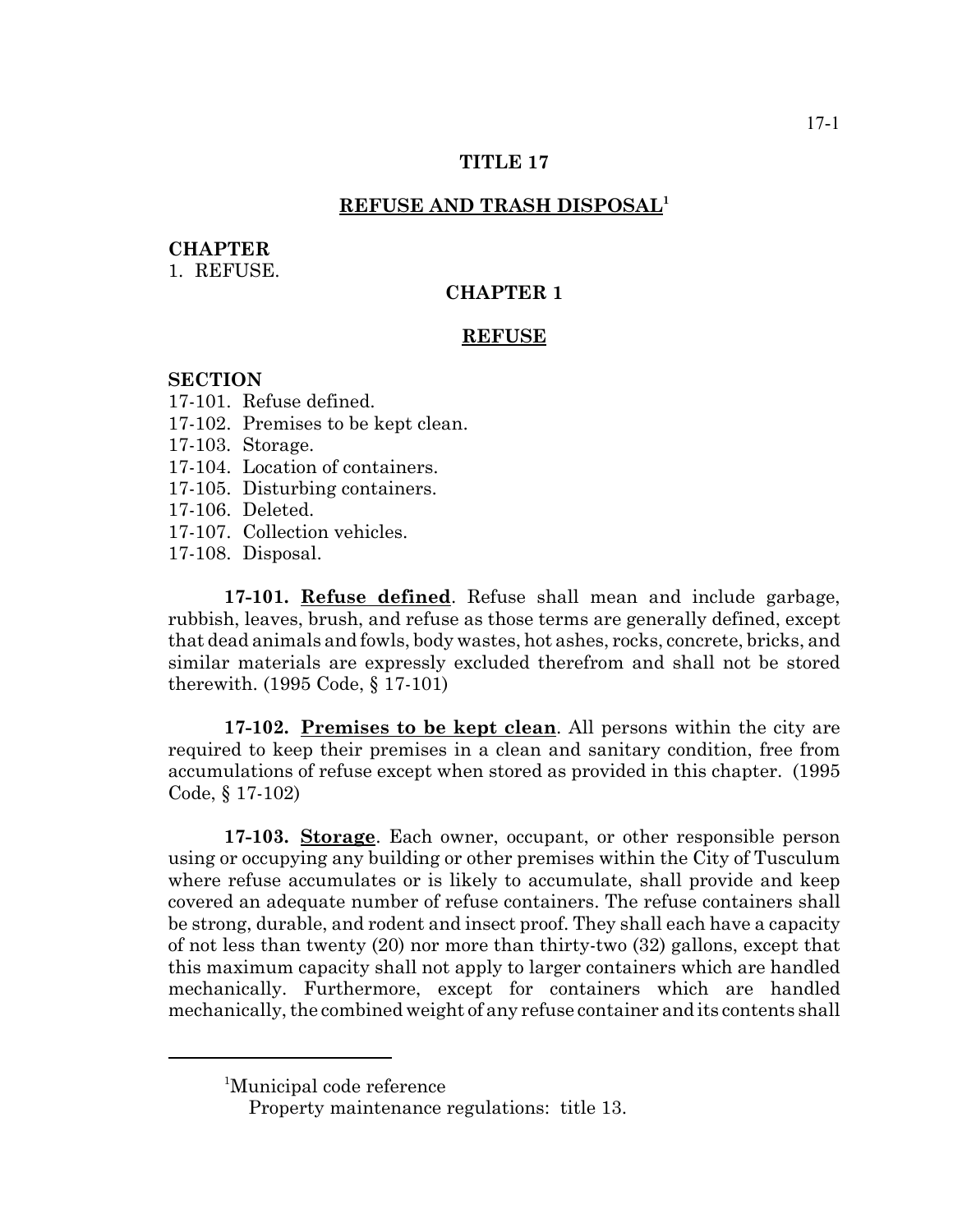# TITLE 17

## REFUSE AND TRASH DISPOSAL[1]

**CHAPTER**

1. REFUSE.

## CHAPTER 1

## REFUSE

**SECTION**

17-101. Refuse defined.
17-102. Premises to be kept clean.
17-103. Storage.
17-104. Location of containers.
17-105. Disturbing containers.
17-106. Deleted.
17-107. Collection vehicles.
17-108. Disposal.

**17-101. Refuse defined**. Refuse shall mean and include garbage, rubbish, leaves, brush, and refuse as those terms are generally defined, except that dead animals and fowls, body wastes, hot ashes, rocks, concrete, bricks, and similar materials are expressly excluded therefrom and shall not be stored therewith. (1995 Code, § 17-101)

**17-102. Premises to be kept clean**. All persons within the city are required to keep their premises in a clean and sanitary condition, free from accumulations of refuse except when stored as provided in this chapter. (1995 Code, § 17-102)

**17-103. Storage**. Each owner, occupant, or other responsible person using or occupying any building or other premises within the City of Tusculum where refuse accumulates or is likely to accumulate, shall provide and keep covered an adequate number of refuse containers. The refuse containers shall be strong, durable, and rodent and insect proof. They shall each have a capacity of not less than twenty (20) nor more than thirty-two (32) gallons, except that this maximum capacity shall not apply to larger containers which are handled mechanically. Furthermore, except for containers which are handled mechanically, the combined weight of any refuse container and its contents shall

---

[1]Municipal code reference

Property maintenance regulations: title 13.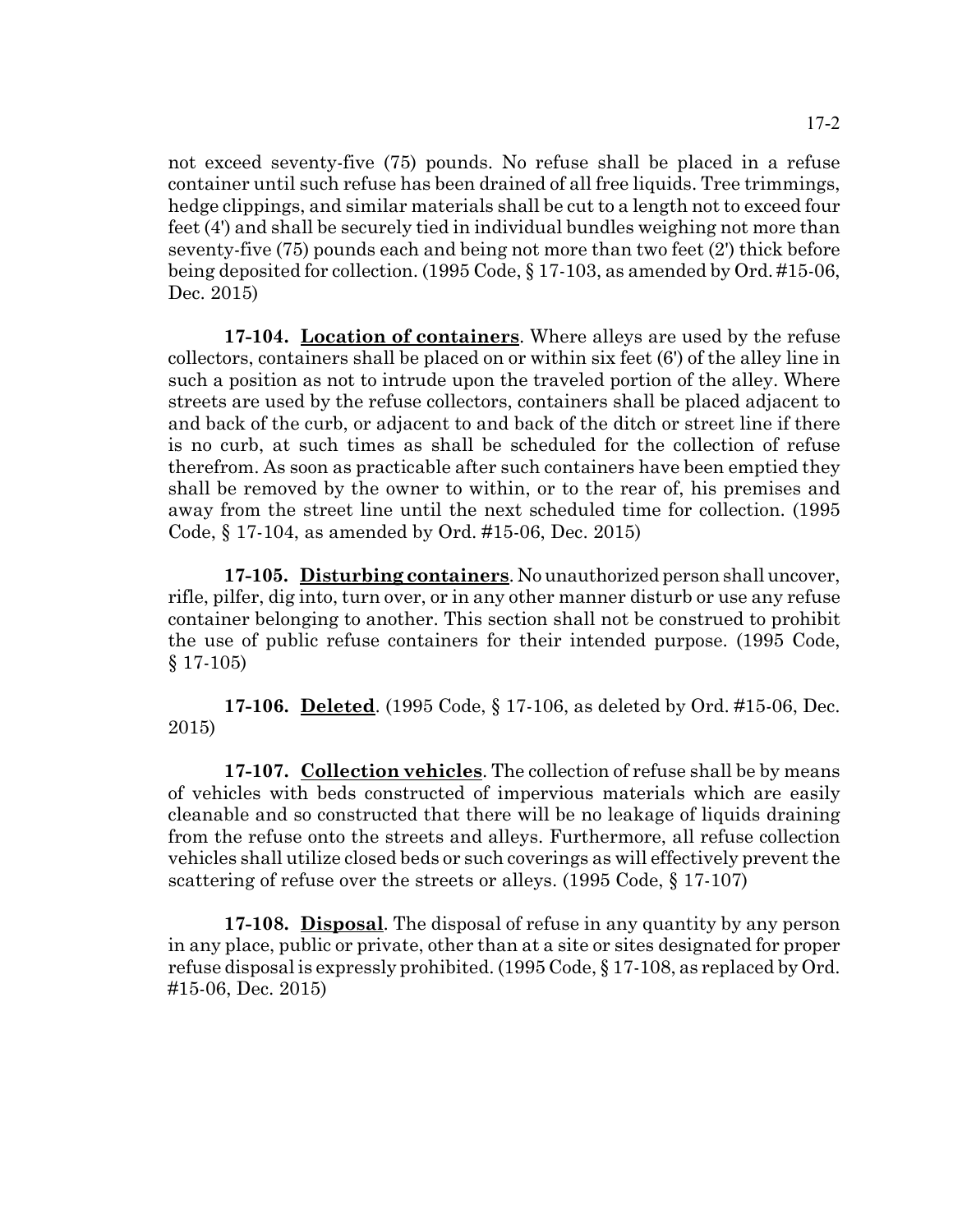not exceed seventy-five (75) pounds. No refuse shall be placed in a refuse container until such refuse has been drained of all free liquids. Tree trimmings, hedge clippings, and similar materials shall be cut to a length not to exceed four feet (4') and shall be securely tied in individual bundles weighing not more than seventy-five (75) pounds each and being not more than two feet (2') thick before being deposited for collection. (1995 Code, § 17-103, as amended by Ord. #15-06, Dec. 2015)

**17-104. Location of containers**. Where alleys are used by the refuse collectors, containers shall be placed on or within six feet (6') of the alley line in such a position as not to intrude upon the traveled portion of the alley. Where streets are used by the refuse collectors, containers shall be placed adjacent to and back of the curb, or adjacent to and back of the ditch or street line if there is no curb, at such times as shall be scheduled for the collection of refuse therefrom. As soon as practicable after such containers have been emptied they shall be removed by the owner to within, or to the rear of, his premises and away from the street line until the next scheduled time for collection. (1995 Code, § 17-104, as amended by Ord. #15-06, Dec. 2015)

**17-105. Disturbing containers**. No unauthorized person shall uncover, rifle, pilfer, dig into, turn over, or in any other manner disturb or use any refuse container belonging to another. This section shall not be construed to prohibit the use of public refuse containers for their intended purpose. (1995 Code, § 17-105)

**17-106. Deleted**. (1995 Code, § 17-106, as deleted by Ord. #15-06, Dec. 2015)

**17-107. Collection vehicles**. The collection of refuse shall be by means of vehicles with beds constructed of impervious materials which are easily cleanable and so constructed that there will be no leakage of liquids draining from the refuse onto the streets and alleys. Furthermore, all refuse collection vehicles shall utilize closed beds or such coverings as will effectively prevent the scattering of refuse over the streets or alleys. (1995 Code, § 17-107)

**17-108. Disposal**. The disposal of refuse in any quantity by any person in any place, public or private, other than at a site or sites designated for proper refuse disposal is expressly prohibited. (1995 Code, § 17-108, as replaced by Ord. #15-06, Dec. 2015)